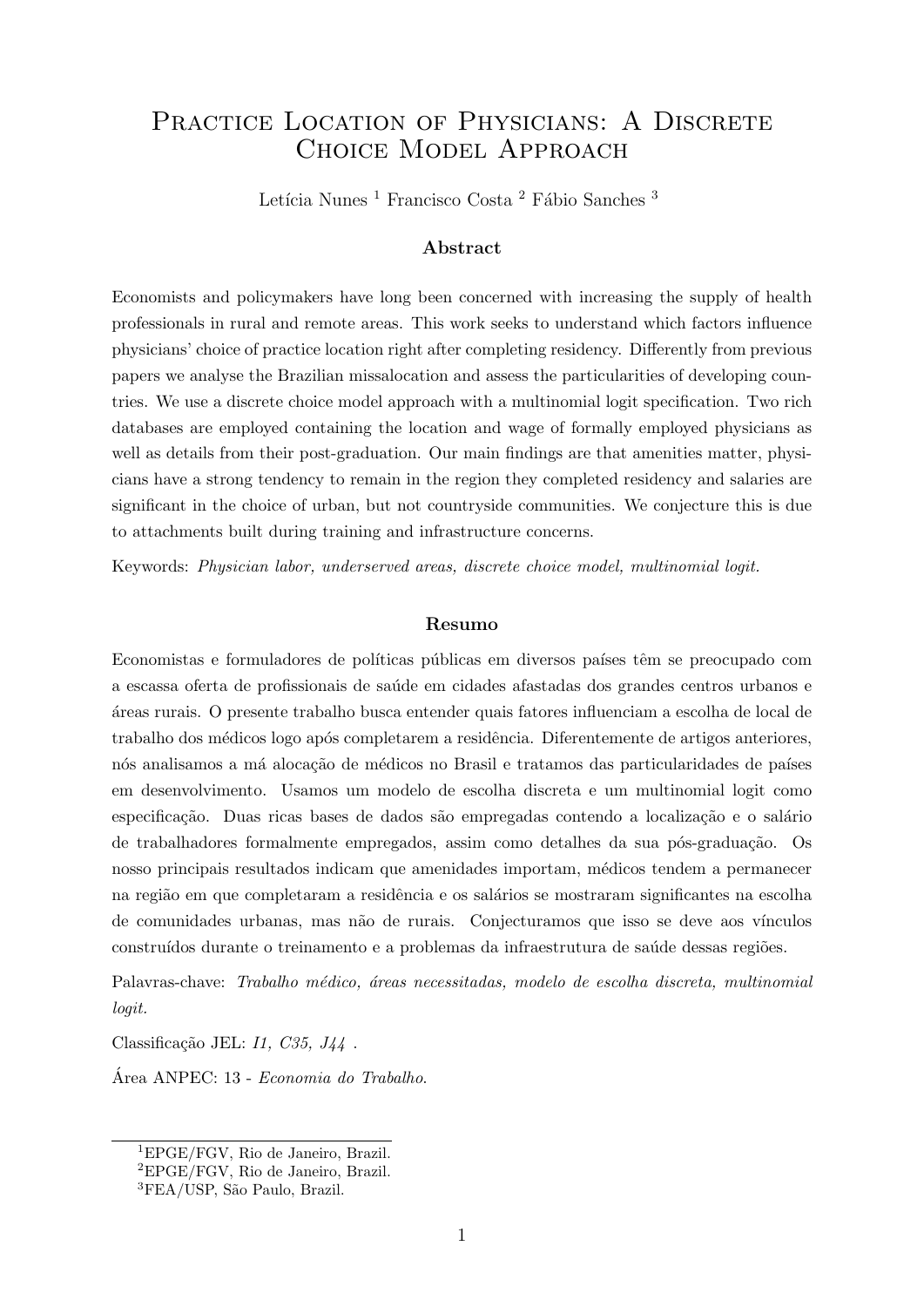# Practice Location of Physicians: A Discrete Choice Model Approach

Letícia Nunes [1] Francisco Costa [2] Fábio Sanches [3]

### Abstract

Economists and policymakers have long been concerned with increasing the supply of health professionals in rural and remote areas. This work seeks to understand which factors influence physicians' choice of practice location right after completing residency. Differently from previous papers we analyse the Brazilian missalocation and assess the particularities of developing countries. We use a discrete choice model approach with a multinomial logit specification. Two rich databases are employed containing the location and wage of formally employed physicians as well as details from their post-graduation. Our main findings are that amenities matter, physicians have a strong tendency to remain in the region they completed residency and salaries are significant in the choice of urban, but not countryside communities. We conjecture this is due to attachments built during training and infrastructure concerns.

Keywords: *Physician labor, underserved areas, discrete choice model, multinomial logit.*

### Resumo

Economistas e formuladores de políticas públicas em diversos países têm se preocupado com a escassa oferta de profissionais de saúde em cidades afastadas dos grandes centros urbanos e áreas rurais. O presente trabalho busca entender quais fatores influenciam a escolha de local de trabalho dos médicos logo após completarem a residência. Diferentemente de artigos anteriores, nós analisamos a má alocação de médicos no Brasil e tratamos das particularidades de países em desenvolvimento. Usamos um modelo de escolha discreta e um multinomial logit como especificação. Duas ricas bases de dados são empregadas contendo a localização e o salário de trabalhadores formalmente empregados, assim como detalhes da sua pós-graduação. Os nosso principais resultados indicam que amenidades importam, médicos tendem a permanecer na região em que completaram a residência e os salários se mostraram significantes na escolha de comunidades urbanas, mas não de rurais. Conjecturamos que isso se deve aos vínculos construídos durante o treinamento e a problemas da infraestrutura de saúde dessas regiões.

Palavras-chave: *Trabalho médico, áreas necessitadas, modelo de escolha discreta, multinomial logit.*

Classificação JEL: *I1, C35, J44* .

Área ANPEC: 13 - *Economia do Trabalho.*

---

[1] EPGE/FGV, Rio de Janeiro, Brazil.

[2] EPGE/FGV, Rio de Janeiro, Brazil.

[3] FEA/USP, São Paulo, Brazil.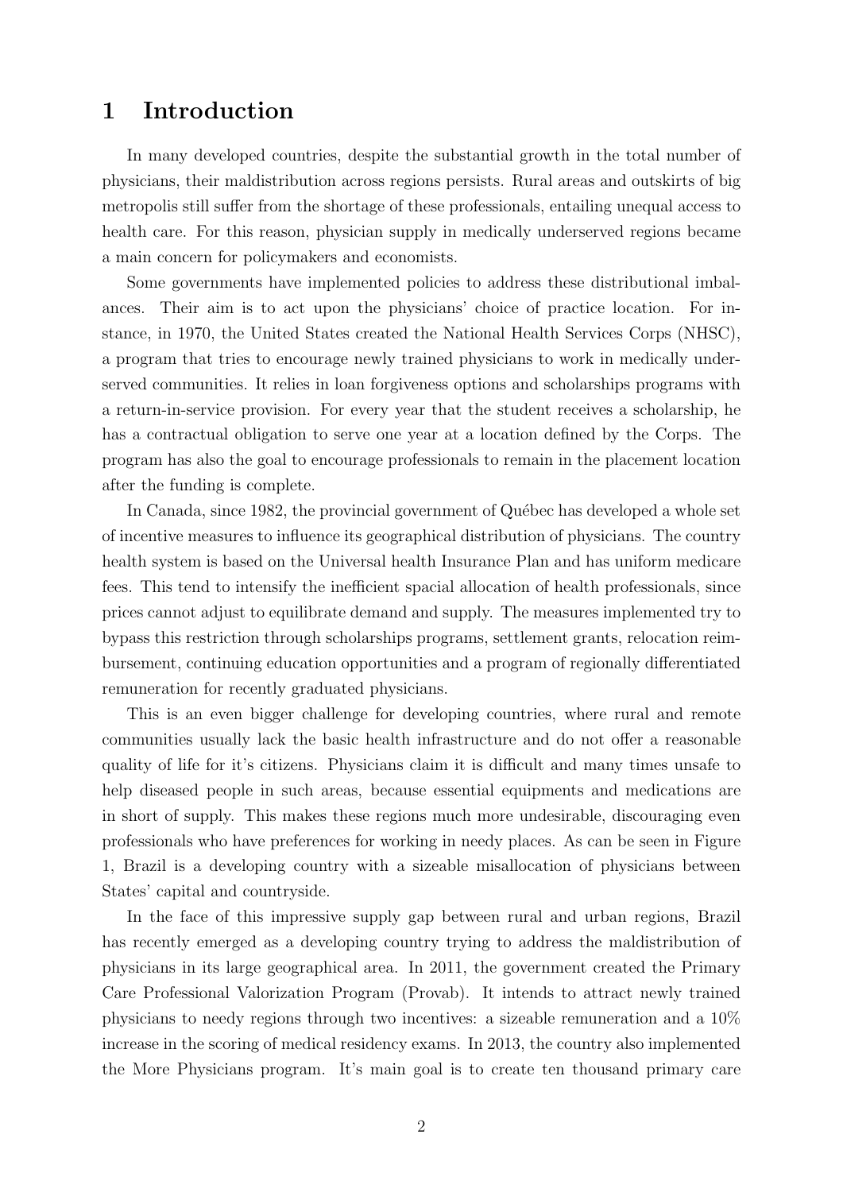# 1 Introduction

In many developed countries, despite the substantial growth in the total number of physicians, their maldistribution across regions persists. Rural areas and outskirts of big metropolis still suffer from the shortage of these professionals, entailing unequal access to health care. For this reason, physician supply in medically underserved regions became a main concern for policymakers and economists.

Some governments have implemented policies to address these distributional imbalances. Their aim is to act upon the physicians' choice of practice location. For instance, in 1970, the United States created the National Health Services Corps (NHSC), a program that tries to encourage newly trained physicians to work in medically underserved communities. It relies in loan forgiveness options and scholarships programs with a return-in-service provision. For every year that the student receives a scholarship, he has a contractual obligation to serve one year at a location defined by the Corps. The program has also the goal to encourage professionals to remain in the placement location after the funding is complete.

In Canada, since 1982, the provincial government of Québec has developed a whole set of incentive measures to influence its geographical distribution of physicians. The country health system is based on the Universal health Insurance Plan and has uniform medicare fees. This tend to intensify the inefficient spacial allocation of health professionals, since prices cannot adjust to equilibrate demand and supply. The measures implemented try to bypass this restriction through scholarships programs, settlement grants, relocation reimbursement, continuing education opportunities and a program of regionally differentiated remuneration for recently graduated physicians.

This is an even bigger challenge for developing countries, where rural and remote communities usually lack the basic health infrastructure and do not offer a reasonable quality of life for it's citizens. Physicians claim it is difficult and many times unsafe to help diseased people in such areas, because essential equipments and medications are in short of supply. This makes these regions much more undesirable, discouraging even professionals who have preferences for working in needy places. As can be seen in Figure 1, Brazil is a developing country with a sizeable misallocation of physicians between States' capital and countryside.

In the face of this impressive supply gap between rural and urban regions, Brazil has recently emerged as a developing country trying to address the maldistribution of physicians in its large geographical area. In 2011, the government created the Primary Care Professional Valorization Program (Provab). It intends to attract newly trained physicians to needy regions through two incentives: a sizeable remuneration and a 10% increase in the scoring of medical residency exams. In 2013, the country also implemented the More Physicians program. It's main goal is to create ten thousand primary care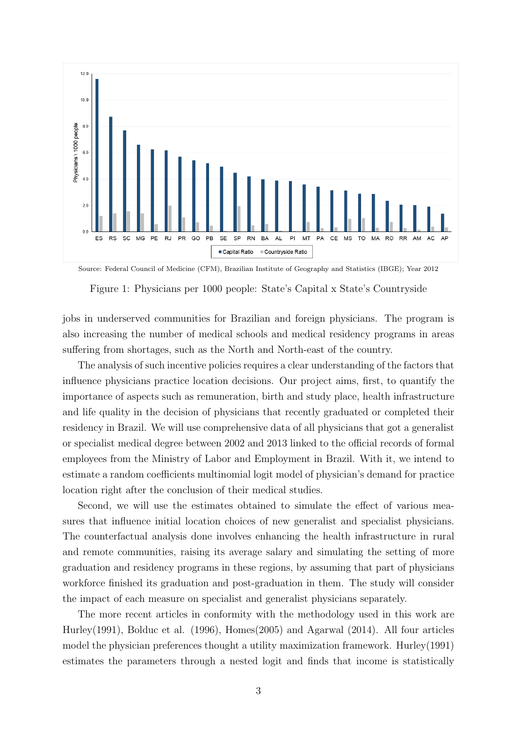Source: Federal Council of Medicine (CFM), Brazilian Institute of Geography and Statistics (IBGE); Year 2012

Figure 1: Physicians per 1000 people: State's Capital x State's Countryside

jobs in underserved communities for Brazilian and foreign physicians. The program is also increasing the number of medical schools and medical residency programs in areas suffering from shortages, such as the North and North-east of the country.

The analysis of such incentive policies requires a clear understanding of the factors that influence physicians practice location decisions. Our project aims, first, to quantify the importance of aspects such as remuneration, birth and study place, health infrastructure and life quality in the decision of physicians that recently graduated or completed their residency in Brazil. We will use comprehensive data of all physicians that got a generalist or specialist medical degree between 2002 and 2013 linked to the official records of formal employees from the Ministry of Labor and Employment in Brazil. With it, we intend to estimate a random coefficients multinomial logit model of physician's demand for practice location right after the conclusion of their medical studies.

Second, we will use the estimates obtained to simulate the effect of various measures that influence initial location choices of new generalist and specialist physicians. The counterfactual analysis done involves enhancing the health infrastructure in rural and remote communities, raising its average salary and simulating the setting of more graduation and residency programs in these regions, by assuming that part of physicians workforce finished its graduation and post-graduation in them. The study will consider the impact of each measure on specialist and generalist physicians separately.

The more recent articles in conformity with the methodology used in this work are Hurley(1991), Bolduc et al. (1996), Homes(2005) and Agarwal (2014). All four articles model the physician preferences thought a utility maximization framework. Hurley(1991) estimates the parameters through a nested logit and finds that income is statistically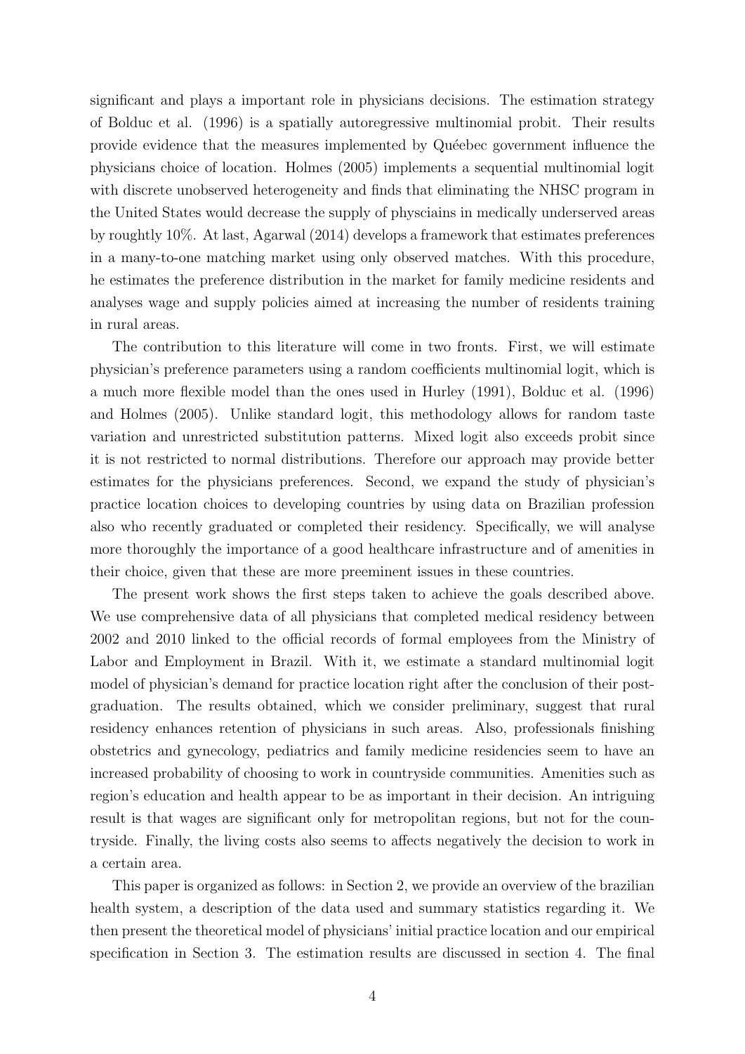significant and plays a important role in physicians decisions. The estimation strategy of Bolduc et al. (1996) is a spatially autoregressive multinomial probit. Their results provide evidence that the measures implemented by Quéebec government influence the physicians choice of location. Holmes (2005) implements a sequential multinomial logit with discrete unobserved heterogeneity and finds that eliminating the NHSC program in the United States would decrease the supply of physciains in medically underserved areas by roughtly 10%. At last, Agarwal (2014) develops a framework that estimates preferences in a many-to-one matching market using only observed matches. With this procedure, he estimates the preference distribution in the market for family medicine residents and analyses wage and supply policies aimed at increasing the number of residents training in rural areas.

The contribution to this literature will come in two fronts. First, we will estimate physician's preference parameters using a random coefficients multinomial logit, which is a much more flexible model than the ones used in Hurley (1991), Bolduc et al. (1996) and Holmes (2005). Unlike standard logit, this methodology allows for random taste variation and unrestricted substitution patterns. Mixed logit also exceeds probit since it is not restricted to normal distributions. Therefore our approach may provide better estimates for the physicians preferences. Second, we expand the study of physician's practice location choices to developing countries by using data on Brazilian profession also who recently graduated or completed their residency. Specifically, we will analyse more thoroughly the importance of a good healthcare infrastructure and of amenities in their choice, given that these are more preeminent issues in these countries.

The present work shows the first steps taken to achieve the goals described above. We use comprehensive data of all physicians that completed medical residency between 2002 and 2010 linked to the official records of formal employees from the Ministry of Labor and Employment in Brazil. With it, we estimate a standard multinomial logit model of physician's demand for practice location right after the conclusion of their post-graduation. The results obtained, which we consider preliminary, suggest that rural residency enhances retention of physicians in such areas. Also, professionals finishing obstetrics and gynecology, pediatrics and family medicine residencies seem to have an increased probability of choosing to work in countryside communities. Amenities such as region's education and health appear to be as important in their decision. An intriguing result is that wages are significant only for metropolitan regions, but not for the countryside. Finally, the living costs also seems to affects negatively the decision to work in a certain area.

This paper is organized as follows: in Section 2, we provide an overview of the brazilian health system, a description of the data used and summary statistics regarding it. We then present the theoretical model of physicians' initial practice location and our empirical specification in Section 3. The estimation results are discussed in section 4. The final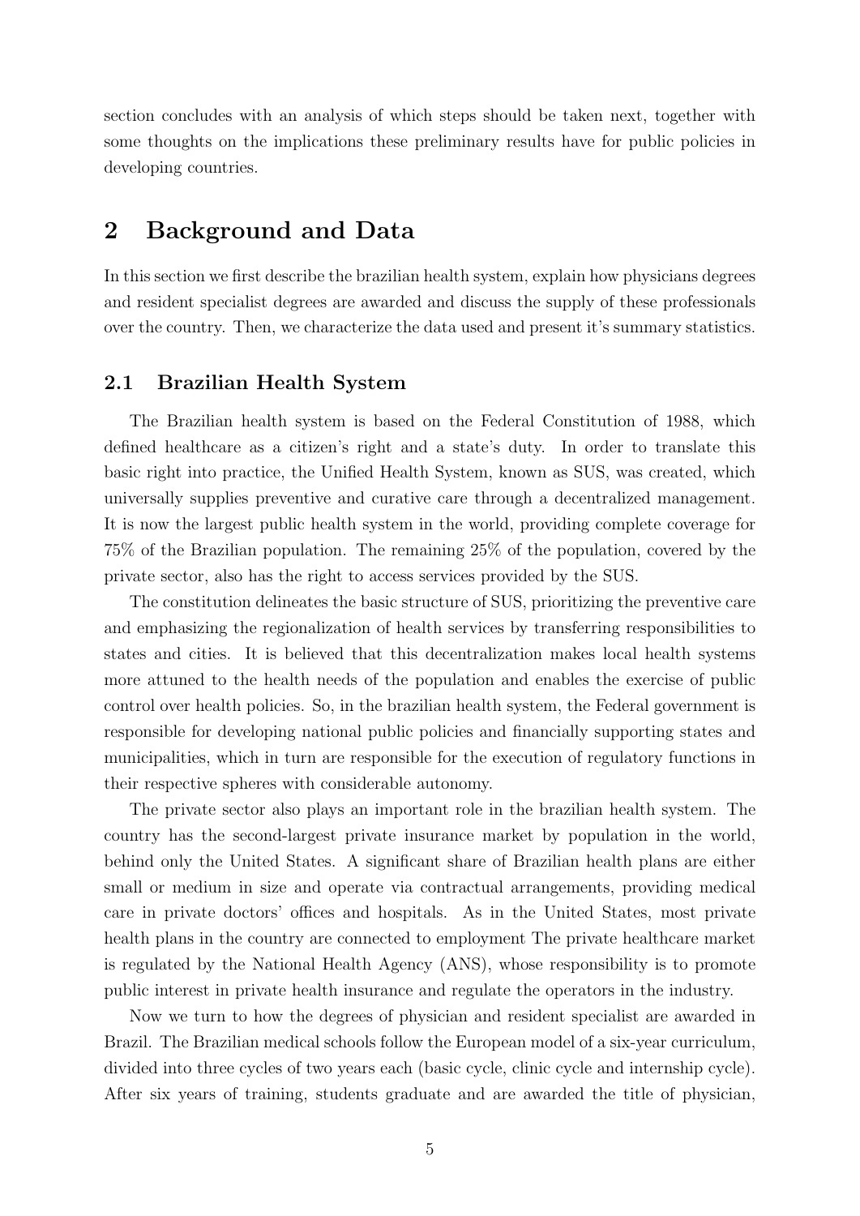section concludes with an analysis of which steps should be taken next, together with some thoughts on the implications these preliminary results have for public policies in developing countries.

## 2 Background and Data

In this section we first describe the brazilian health system, explain how physicians degrees and resident specialist degrees are awarded and discuss the supply of these professionals over the country. Then, we characterize the data used and present it's summary statistics.

### 2.1 Brazilian Health System

The Brazilian health system is based on the Federal Constitution of 1988, which defined healthcare as a citizen's right and a state's duty. In order to translate this basic right into practice, the Unified Health System, known as SUS, was created, which universally supplies preventive and curative care through a decentralized management. It is now the largest public health system in the world, providing complete coverage for 75% of the Brazilian population. The remaining 25% of the population, covered by the private sector, also has the right to access services provided by the SUS.

The constitution delineates the basic structure of SUS, prioritizing the preventive care and emphasizing the regionalization of health services by transferring responsibilities to states and cities. It is believed that this decentralization makes local health systems more attuned to the health needs of the population and enables the exercise of public control over health policies. So, in the brazilian health system, the Federal government is responsible for developing national public policies and financially supporting states and municipalities, which in turn are responsible for the execution of regulatory functions in their respective spheres with considerable autonomy.

The private sector also plays an important role in the brazilian health system. The country has the second-largest private insurance market by population in the world, behind only the United States. A significant share of Brazilian health plans are either small or medium in size and operate via contractual arrangements, providing medical care in private doctors' offices and hospitals. As in the United States, most private health plans in the country are connected to employment The private healthcare market is regulated by the National Health Agency (ANS), whose responsibility is to promote public interest in private health insurance and regulate the operators in the industry.

Now we turn to how the degrees of physician and resident specialist are awarded in Brazil. The Brazilian medical schools follow the European model of a six-year curriculum, divided into three cycles of two years each (basic cycle, clinic cycle and internship cycle). After six years of training, students graduate and are awarded the title of physician,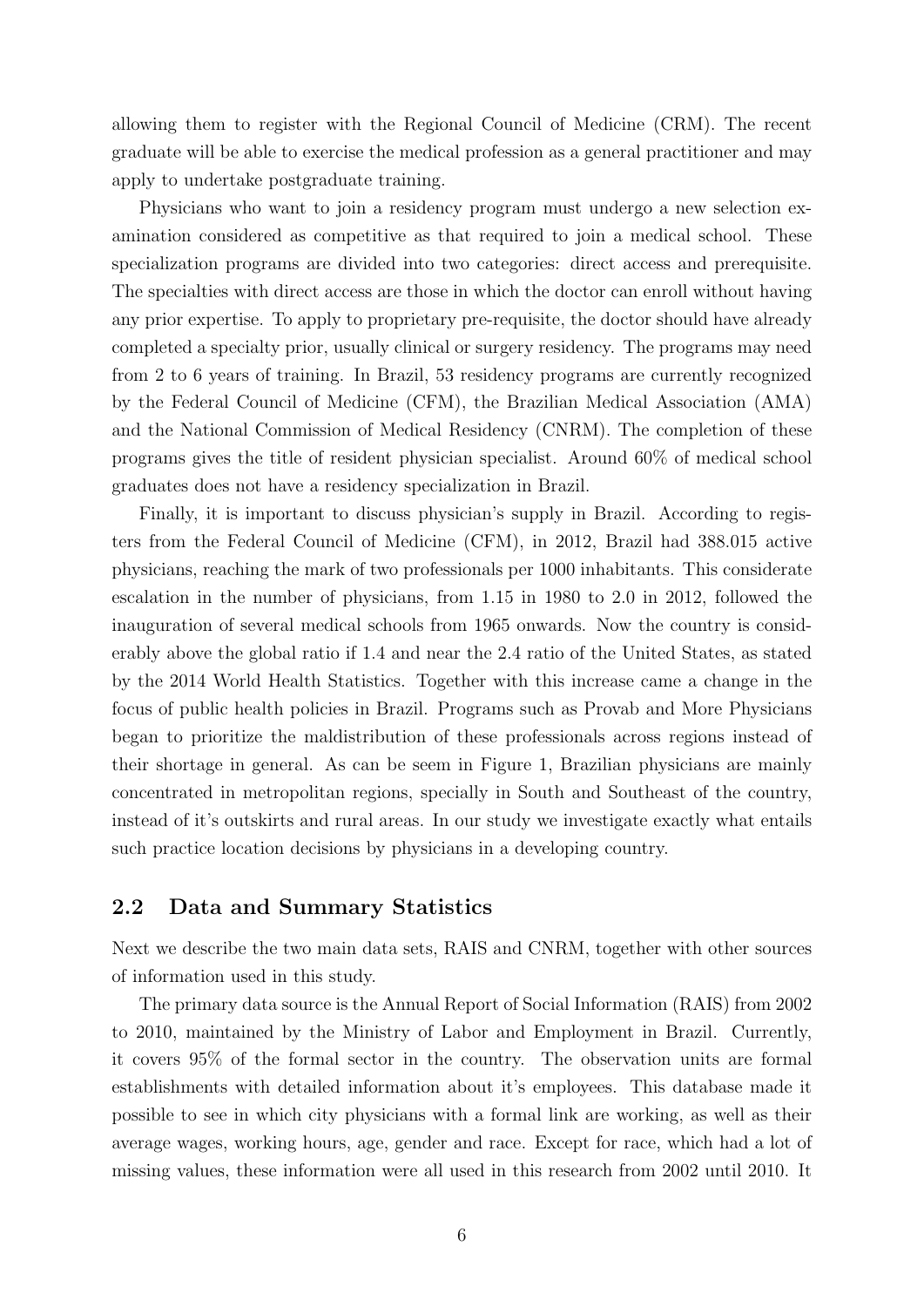allowing them to register with the Regional Council of Medicine (CRM). The recent graduate will be able to exercise the medical profession as a general practitioner and may apply to undertake postgraduate training.

Physicians who want to join a residency program must undergo a new selection examination considered as competitive as that required to join a medical school. These specialization programs are divided into two categories: direct access and prerequisite. The specialties with direct access are those in which the doctor can enroll without having any prior expertise. To apply to proprietary pre-requisite, the doctor should have already completed a specialty prior, usually clinical or surgery residency. The programs may need from 2 to 6 years of training. In Brazil, 53 residency programs are currently recognized by the Federal Council of Medicine (CFM), the Brazilian Medical Association (AMA) and the National Commission of Medical Residency (CNRM). The completion of these programs gives the title of resident physician specialist. Around 60% of medical school graduates does not have a residency specialization in Brazil.

Finally, it is important to discuss physician's supply in Brazil. According to registers from the Federal Council of Medicine (CFM), in 2012, Brazil had 388.015 active physicians, reaching the mark of two professionals per 1000 inhabitants. This considerate escalation in the number of physicians, from 1.15 in 1980 to 2.0 in 2012, followed the inauguration of several medical schools from 1965 onwards. Now the country is considerably above the global ratio if 1.4 and near the 2.4 ratio of the United States, as stated by the 2014 World Health Statistics. Together with this increase came a change in the focus of public health policies in Brazil. Programs such as Provab and More Physicians began to prioritize the maldistribution of these professionals across regions instead of their shortage in general. As can be seem in Figure 1, Brazilian physicians are mainly concentrated in metropolitan regions, specially in South and Southeast of the country, instead of it's outskirts and rural areas. In our study we investigate exactly what entails such practice location decisions by physicians in a developing country.

## 2.2 Data and Summary Statistics

Next we describe the two main data sets, RAIS and CNRM, together with other sources of information used in this study.

The primary data source is the Annual Report of Social Information (RAIS) from 2002 to 2010, maintained by the Ministry of Labor and Employment in Brazil. Currently, it covers 95% of the formal sector in the country. The observation units are formal establishments with detailed information about it's employees. This database made it possible to see in which city physicians with a formal link are working, as well as their average wages, working hours, age, gender and race. Except for race, which had a lot of missing values, these information were all used in this research from 2002 until 2010. It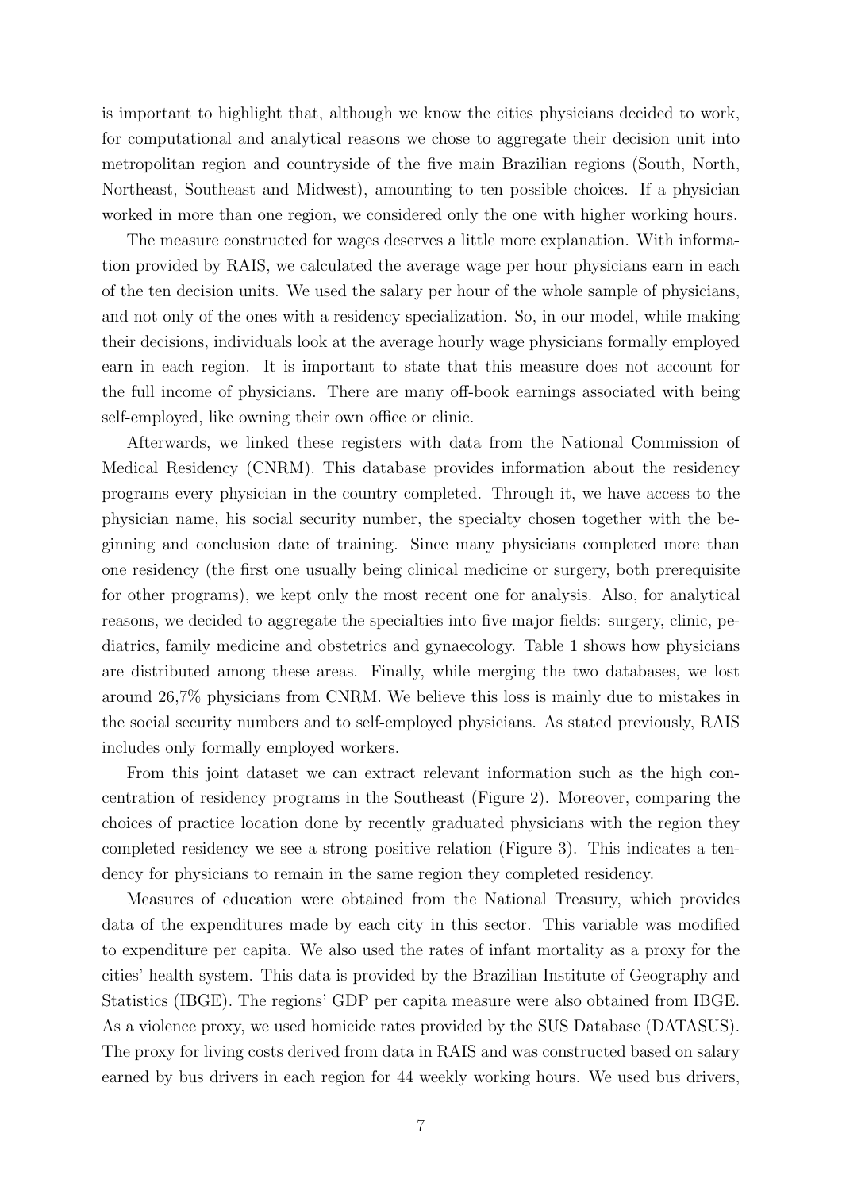is important to highlight that, although we know the cities physicians decided to work, for computational and analytical reasons we chose to aggregate their decision unit into metropolitan region and countryside of the five main Brazilian regions (South, North, Northeast, Southeast and Midwest), amounting to ten possible choices. If a physician worked in more than one region, we considered only the one with higher working hours.

The measure constructed for wages deserves a little more explanation. With information provided by RAIS, we calculated the average wage per hour physicians earn in each of the ten decision units. We used the salary per hour of the whole sample of physicians, and not only of the ones with a residency specialization. So, in our model, while making their decisions, individuals look at the average hourly wage physicians formally employed earn in each region. It is important to state that this measure does not account for the full income of physicians. There are many off-book earnings associated with being self-employed, like owning their own office or clinic.

Afterwards, we linked these registers with data from the National Commission of Medical Residency (CNRM). This database provides information about the residency programs every physician in the country completed. Through it, we have access to the physician name, his social security number, the specialty chosen together with the beginning and conclusion date of training. Since many physicians completed more than one residency (the first one usually being clinical medicine or surgery, both prerequisite for other programs), we kept only the most recent one for analysis. Also, for analytical reasons, we decided to aggregate the specialties into five major fields: surgery, clinic, pediatrics, family medicine and obstetrics and gynaecology. Table 1 shows how physicians are distributed among these areas. Finally, while merging the two databases, we lost around 26,7% physicians from CNRM. We believe this loss is mainly due to mistakes in the social security numbers and to self-employed physicians. As stated previously, RAIS includes only formally employed workers.

From this joint dataset we can extract relevant information such as the high concentration of residency programs in the Southeast (Figure 2). Moreover, comparing the choices of practice location done by recently graduated physicians with the region they completed residency we see a strong positive relation (Figure 3). This indicates a tendency for physicians to remain in the same region they completed residency.

Measures of education were obtained from the National Treasury, which provides data of the expenditures made by each city in this sector. This variable was modified to expenditure per capita. We also used the rates of infant mortality as a proxy for the cities' health system. This data is provided by the Brazilian Institute of Geography and Statistics (IBGE). The regions' GDP per capita measure were also obtained from IBGE. As a violence proxy, we used homicide rates provided by the SUS Database (DATASUS). The proxy for living costs derived from data in RAIS and was constructed based on salary earned by bus drivers in each region for 44 weekly working hours. We used bus drivers,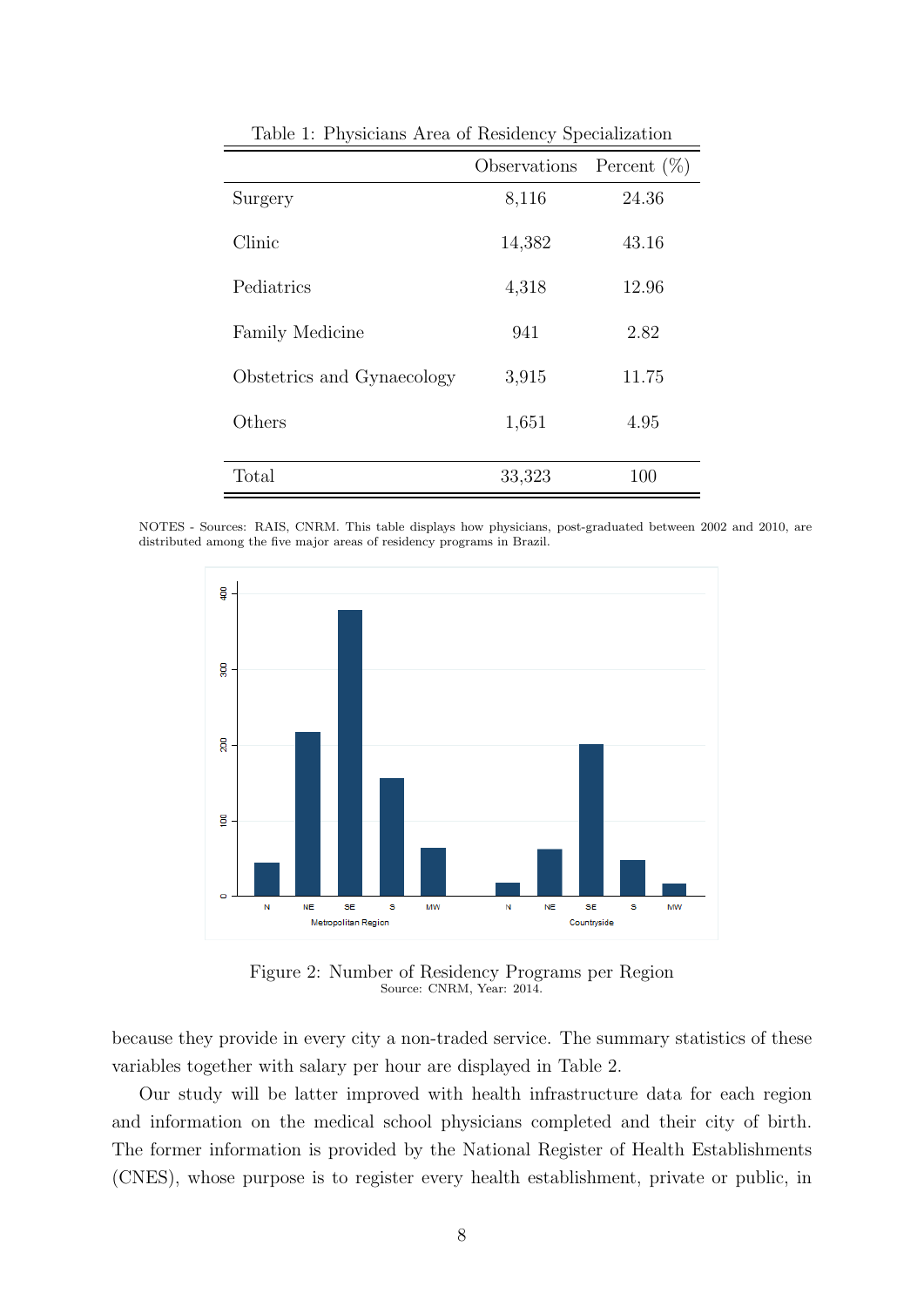Table 1: Physicians Area of Residency Specialization

| | Observations | Percent (%) |
|---|---|---|
| Surgery | 8,116 | 24.36 |
| Clinic | 14,382 | 43.16 |
| Pediatrics | 4,318 | 12.96 |
| Family Medicine | 941 | 2.82 |
| Obstetrics and Gynaecology | 3,915 | 11.75 |
| Others | 1,651 | 4.95 |
| Total | 33,323 | 100 |

NOTES - Sources: RAIS, CNRM. This table displays how physicians, post-graduated between 2002 and 2010, are distributed among the five major areas of residency programs in Brazil.

Figure 2: Number of Residency Programs per Region
Source: CNRM, Year: 2014.

because they provide in every city a non-traded service. The summary statistics of these variables together with salary per hour are displayed in Table 2.

Our study will be latter improved with health infrastructure data for each region and information on the medical school physicians completed and their city of birth. The former information is provided by the National Register of Health Establishments (CNES), whose purpose is to register every health establishment, private or public, in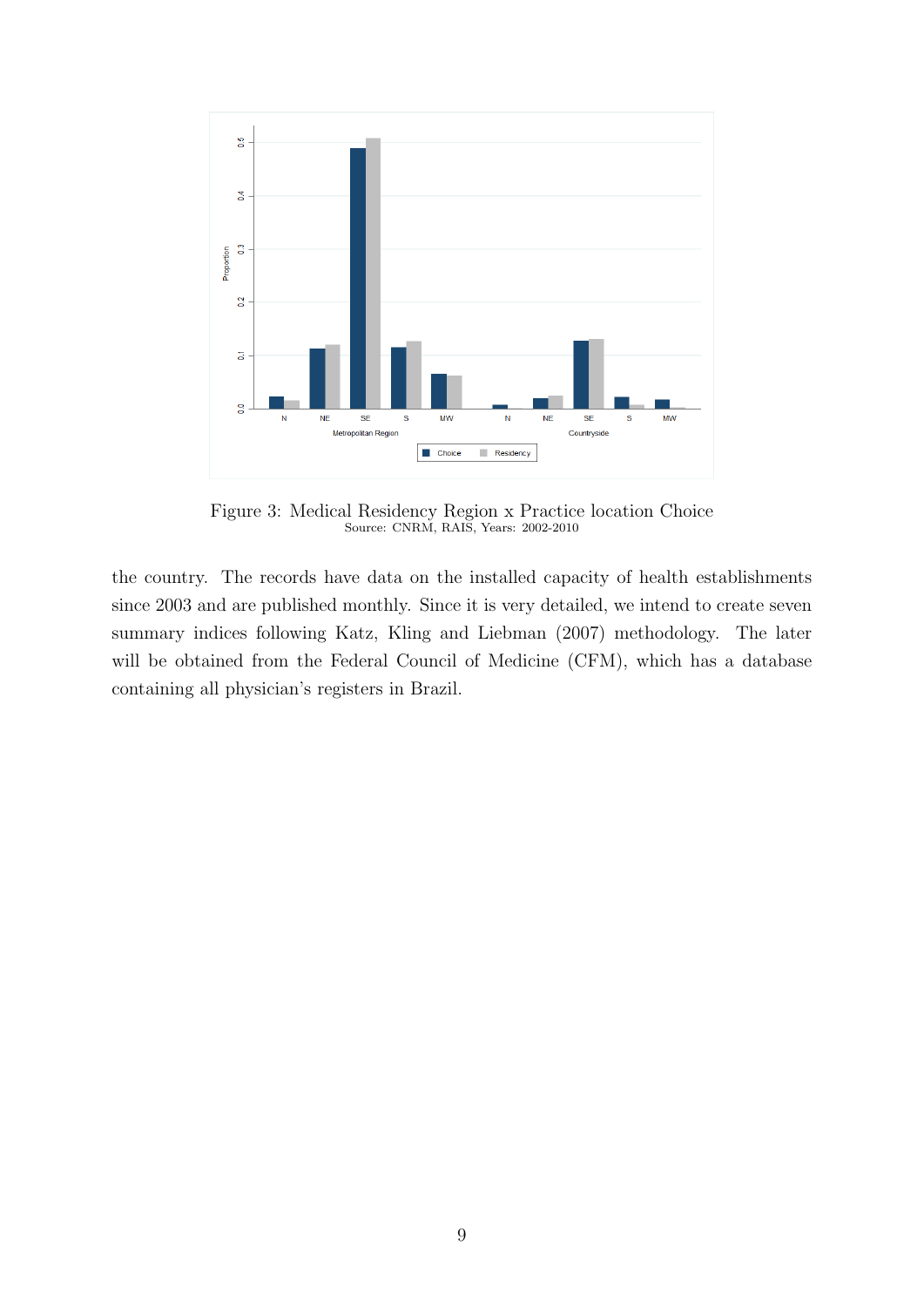Figure 3: Medical Residency Region x Practice location Choice
Source: CNRM, RAIS, Years: 2002-2010

the country. The records have data on the installed capacity of health establishments since 2003 and are published monthly. Since it is very detailed, we intend to create seven summary indices following Katz, Kling and Liebman (2007) methodology. The later will be obtained from the Federal Council of Medicine (CFM), which has a database containing all physician's registers in Brazil.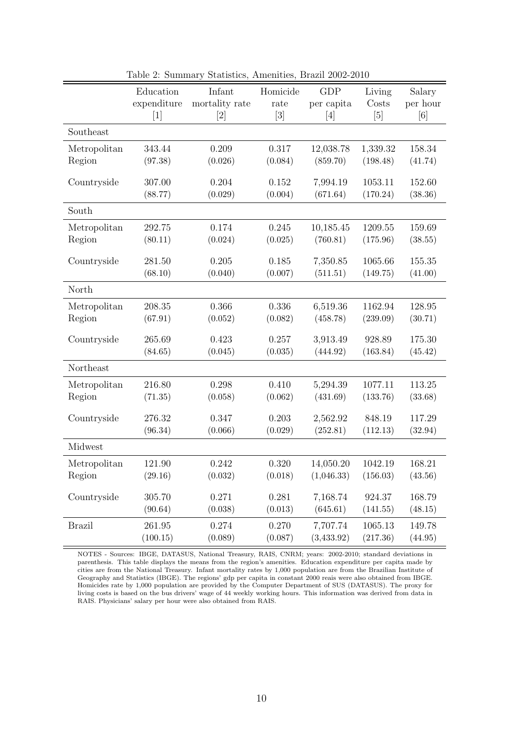Table 2: Summary Statistics, Amenities, Brazil 2002-2010

| | Education expenditure [1] | Infant mortality rate [2] | Homicide rate [3] | GDP per capita [4] | Living Costs [5] | Salary per hour [6] |
|---|---|---|---|---|---|---|
| Southeast | | | | | | |
| Metropolitan Region | 343.44 (97.38) | 0.209 (0.026) | 0.317 (0.084) | 12,038.78 (859.70) | 1,339.32 (198.48) | 158.34 (41.74) |
| Countryside | 307.00 (88.77) | 0.204 (0.029) | 0.152 (0.004) | 7,994.19 (671.64) | 1053.11 (170.24) | 152.60 (38.36) |
| South | | | | | | |
| Metropolitan Region | 292.75 (80.11) | 0.174 (0.024) | 0.245 (0.025) | 10,185.45 (760.81) | 1209.55 (175.96) | 159.69 (38.55) |
| Countryside | 281.50 (68.10) | 0.205 (0.040) | 0.185 (0.007) | 7,350.85 (511.51) | 1065.66 (149.75) | 155.35 (41.00) |
| North | | | | | | |
| Metropolitan Region | 208.35 (67.91) | 0.366 (0.052) | 0.336 (0.082) | 6,519.36 (458.78) | 1162.94 (239.09) | 128.95 (30.71) |
| Countryside | 265.69 (84.65) | 0.423 (0.045) | 0.257 (0.035) | 3,913.49 (444.92) | 928.89 (163.84) | 175.30 (45.42) |
| Northeast | | | | | | |
| Metropolitan Region | 216.80 (71.35) | 0.298 (0.058) | 0.410 (0.062) | 5,294.39 (431.69) | 1077.11 (133.76) | 113.25 (33.68) |
| Countryside | 276.32 (96.34) | 0.347 (0.066) | 0.203 (0.029) | 2,562.92 (252.81) | 848.19 (112.13) | 117.29 (32.94) |
| Midwest | | | | | | |
| Metropolitan Region | 121.90 (29.16) | 0.242 (0.032) | 0.320 (0.018) | 14,050.20 (1,046.33) | 1042.19 (156.03) | 168.21 (43.56) |
| Countryside | 305.70 (90.64) | 0.271 (0.038) | 0.281 (0.013) | 7,168.74 (645.61) | 924.37 (141.55) | 168.79 (48.15) |
| Brazil | 261.95 (100.15) | 0.274 (0.089) | 0.270 (0.087) | 7,707.74 (3,433.92) | 1065.13 (217.36) | 149.78 (44.95) |

NOTES - Sources: IBGE, DATASUS, National Treasury, RAIS, CNRM; years: 2002-2010; standard deviations in parenthesis. This table displays the means from the region's amenities. Education expenditure per capita made by cities are from the National Treasury. Infant mortality rates by 1,000 population are from the Brazilian Institute of Geography and Statistics (IBGE). The regions' gdp per capita in constant 2000 reais were also obtained from IBGE. Homicides rate by 1,000 population are provided by the Computer Department of SUS (DATASUS). The proxy for living costs is based on the bus drivers' wage of 44 weekly working hours. This information was derived from data in RAIS. Physicians' salary per hour were also obtained from RAIS.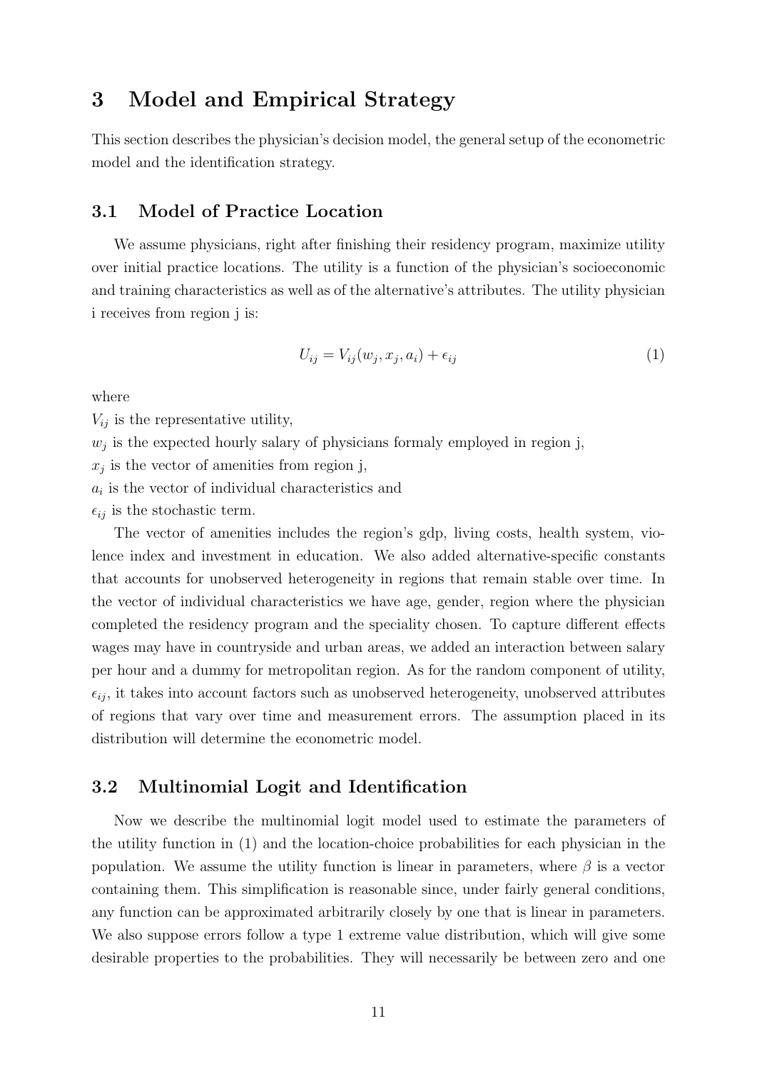# 3 Model and Empirical Strategy

This section describes the physician's decision model, the general setup of the econometric model and the identification strategy.

## 3.1 Model of Practice Location

We assume physicians, right after finishing their residency program, maximize utility over initial practice locations. The utility is a function of the physician's socioeconomic and training characteristics as well as of the alternative's attributes. The utility physician i receives from region j is:

$$U_{ij} = V_{ij}(w_j, x_j, a_i) + \epsilon_{ij} \tag{1}$$

where

$V_{ij}$ is the representative utility,

$w_j$ is the expected hourly salary of physicians formaly employed in region j,

$x_j$ is the vector of amenities from region j,

$a_i$ is the vector of individual characteristics and

$\epsilon_{ij}$ is the stochastic term.

The vector of amenities includes the region's gdp, living costs, health system, violence index and investment in education. We also added alternative-specific constants that accounts for unobserved heterogeneity in regions that remain stable over time. In the vector of individual characteristics we have age, gender, region where the physician completed the residency program and the speciality chosen. To capture different effects wages may have in countryside and urban areas, we added an interaction between salary per hour and a dummy for metropolitan region. As for the random component of utility, $\epsilon_{ij}$, it takes into account factors such as unobserved heterogeneity, unobserved attributes of regions that vary over time and measurement errors. The assumption placed in its distribution will determine the econometric model.

## 3.2 Multinomial Logit and Identification

Now we describe the multinomial logit model used to estimate the parameters of the utility function in (1) and the location-choice probabilities for each physician in the population. We assume the utility function is linear in parameters, where $\beta$ is a vector containing them. This simplification is reasonable since, under fairly general conditions, any function can be approximated arbitrarily closely by one that is linear in parameters. We also suppose errors follow a type 1 extreme value distribution, which will give some desirable properties to the probabilities. They will necessarily be between zero and one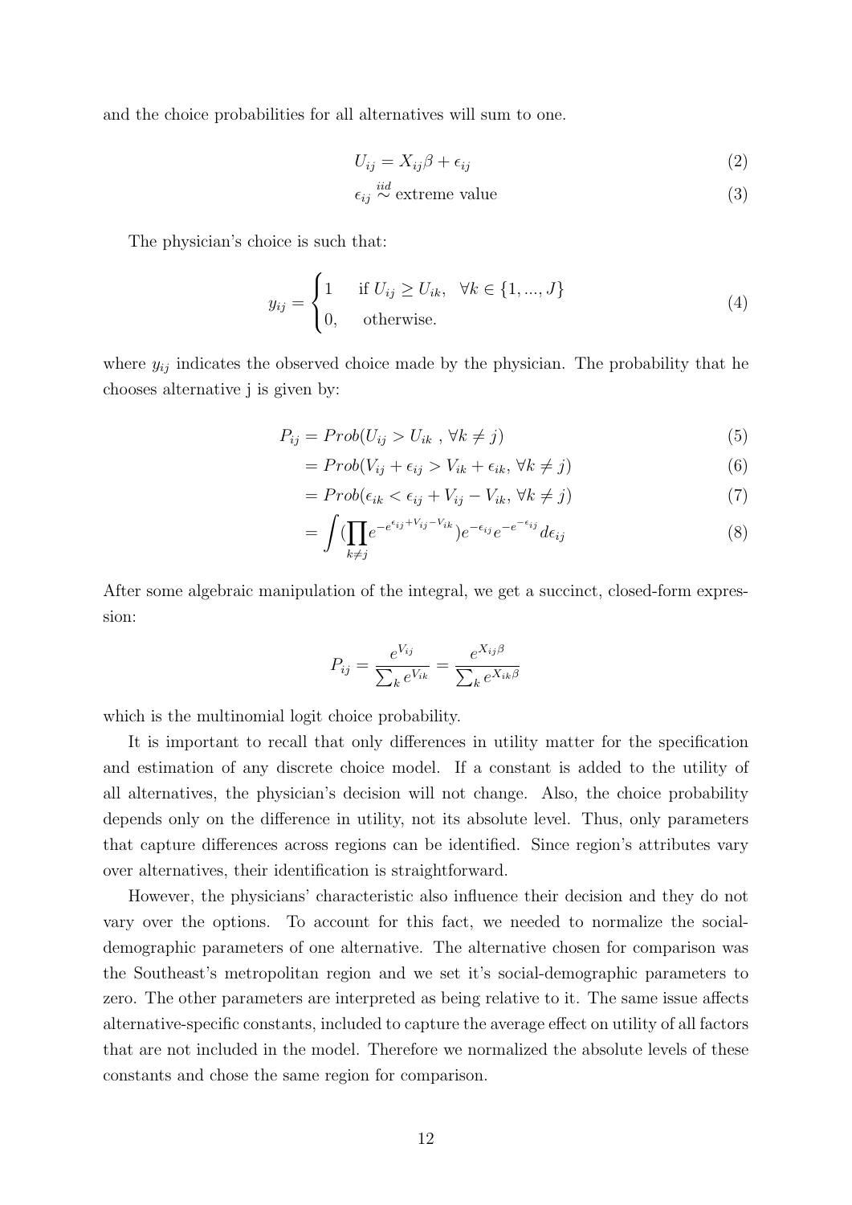and the choice probabilities for all alternatives will sum to one.

$$U_{ij} = X_{ij}\beta + \epsilon_{ij} \tag{2}$$

$$\epsilon_{ij} \overset{iid}{\sim} \text{extreme value} \tag{3}$$

The physician's choice is such that:

$$y_{ij} = \begin{cases} 1 & \text{if } U_{ij} \geq U_{ik}, \quad \forall k \in \{1, ..., J\} \\ 0, & \text{otherwise.} \end{cases} \tag{4}$$

where $y_{ij}$ indicates the observed choice made by the physician. The probability that he chooses alternative j is given by:

$$P_{ij} = Prob(U_{ij} > U_{ik} \text{ , } \forall k \neq j) \tag{5}$$

$$= Prob(V_{ij} + \epsilon_{ij} > V_{ik} + \epsilon_{ik}, \, \forall k \neq j) \tag{6}$$

$$= Prob(\epsilon_{ik} < \epsilon_{ij} + V_{ij} - V_{ik}, \, \forall k \neq j) \tag{7}$$

$$= \int (\prod_{k \neq j} e^{-e^{\epsilon_{ij} + V_{ij} - V_{ik}}}) e^{-\epsilon_{ij}} e^{-e^{-\epsilon_{ij}}} d\epsilon_{ij} \tag{8}$$

After some algebraic manipulation of the integral, we get a succinct, closed-form expression:

$$P_{ij} = \frac{e^{V_{ij}}}{\sum_k e^{V_{ik}}} = \frac{e^{X_{ij}\beta}}{\sum_k e^{X_{ik}\beta}}$$

which is the multinomial logit choice probability.

It is important to recall that only differences in utility matter for the specification and estimation of any discrete choice model. If a constant is added to the utility of all alternatives, the physician's decision will not change. Also, the choice probability depends only on the difference in utility, not its absolute level. Thus, only parameters that capture differences across regions can be identified. Since region's attributes vary over alternatives, their identification is straightforward.

However, the physicians' characteristic also influence their decision and they do not vary over the options. To account for this fact, we needed to normalize the social-demographic parameters of one alternative. The alternative chosen for comparison was the Southeast's metropolitan region and we set it's social-demographic parameters to zero. The other parameters are interpreted as being relative to it. The same issue affects alternative-specific constants, included to capture the average effect on utility of all factors that are not included in the model. Therefore we normalized the absolute levels of these constants and chose the same region for comparison.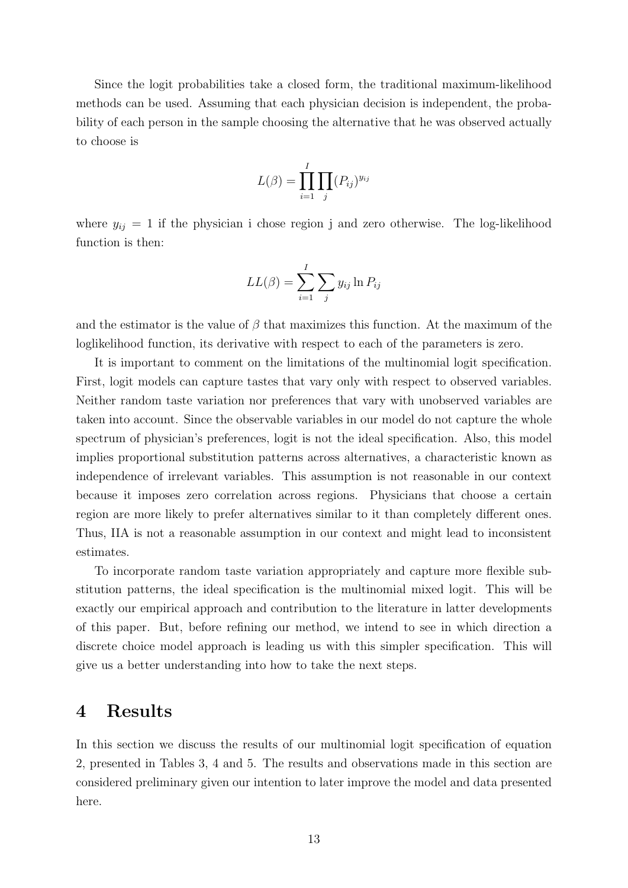Since the logit probabilities take a closed form, the traditional maximum-likelihood methods can be used. Assuming that each physician decision is independent, the probability of each person in the sample choosing the alternative that he was observed actually to choose is

$$L(\beta) = \prod_{i=1}^{I} \prod_{j} (P_{ij})^{y_{ij}}$$

where $y_{ij} = 1$ if the physician i chose region j and zero otherwise. The log-likelihood function is then:

$$LL(\beta) = \sum_{i=1}^{I} \sum_{j} y_{ij} \ln P_{ij}$$

and the estimator is the value of $\beta$ that maximizes this function. At the maximum of the loglikelihood function, its derivative with respect to each of the parameters is zero.

It is important to comment on the limitations of the multinomial logit specification. First, logit models can capture tastes that vary only with respect to observed variables. Neither random taste variation nor preferences that vary with unobserved variables are taken into account. Since the observable variables in our model do not capture the whole spectrum of physician's preferences, logit is not the ideal specification. Also, this model implies proportional substitution patterns across alternatives, a characteristic known as independence of irrelevant variables. This assumption is not reasonable in our context because it imposes zero correlation across regions. Physicians that choose a certain region are more likely to prefer alternatives similar to it than completely different ones. Thus, IIA is not a reasonable assumption in our context and might lead to inconsistent estimates.

To incorporate random taste variation appropriately and capture more flexible substitution patterns, the ideal specification is the multinomial mixed logit. This will be exactly our empirical approach and contribution to the literature in latter developments of this paper. But, before refining our method, we intend to see in which direction a discrete choice model approach is leading us with this simpler specification. This will give us a better understanding into how to take the next steps.

# 4 Results

In this section we discuss the results of our multinomial logit specification of equation 2, presented in Tables 3, 4 and 5. The results and observations made in this section are considered preliminary given our intention to later improve the model and data presented here.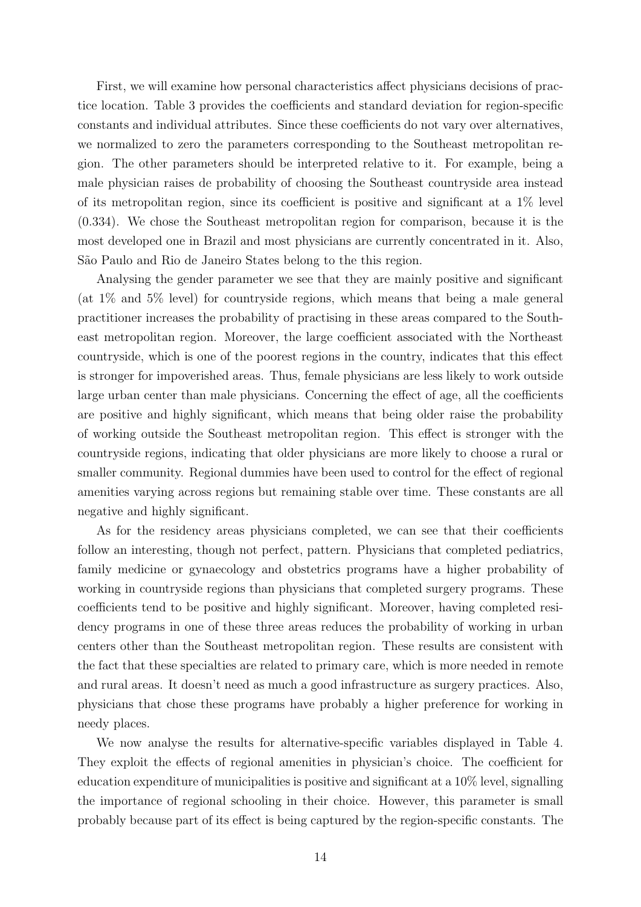First, we will examine how personal characteristics affect physicians decisions of practice location. Table 3 provides the coefficients and standard deviation for region-specific constants and individual attributes. Since these coefficients do not vary over alternatives, we normalized to zero the parameters corresponding to the Southeast metropolitan region. The other parameters should be interpreted relative to it. For example, being a male physician raises de probability of choosing the Southeast countryside area instead of its metropolitan region, since its coefficient is positive and significant at a 1% level (0.334). We chose the Southeast metropolitan region for comparison, because it is the most developed one in Brazil and most physicians are currently concentrated in it. Also, São Paulo and Rio de Janeiro States belong to the this region.

Analysing the gender parameter we see that they are mainly positive and significant (at 1% and 5% level) for countryside regions, which means that being a male general practitioner increases the probability of practising in these areas compared to the Southeast metropolitan region. Moreover, the large coefficient associated with the Northeast countryside, which is one of the poorest regions in the country, indicates that this effect is stronger for impoverished areas. Thus, female physicians are less likely to work outside large urban center than male physicians. Concerning the effect of age, all the coefficients are positive and highly significant, which means that being older raise the probability of working outside the Southeast metropolitan region. This effect is stronger with the countryside regions, indicating that older physicians are more likely to choose a rural or smaller community. Regional dummies have been used to control for the effect of regional amenities varying across regions but remaining stable over time. These constants are all negative and highly significant.

As for the residency areas physicians completed, we can see that their coefficients follow an interesting, though not perfect, pattern. Physicians that completed pediatrics, family medicine or gynaecology and obstetrics programs have a higher probability of working in countryside regions than physicians that completed surgery programs. These coefficients tend to be positive and highly significant. Moreover, having completed residency programs in one of these three areas reduces the probability of working in urban centers other than the Southeast metropolitan region. These results are consistent with the fact that these specialties are related to primary care, which is more needed in remote and rural areas. It doesn't need as much a good infrastructure as surgery practices. Also, physicians that chose these programs have probably a higher preference for working in needy places.

We now analyse the results for alternative-specific variables displayed in Table 4. They exploit the effects of regional amenities in physician's choice. The coefficient for education expenditure of municipalities is positive and significant at a 10% level, signalling the importance of regional schooling in their choice. However, this parameter is small probably because part of its effect is being captured by the region-specific constants. The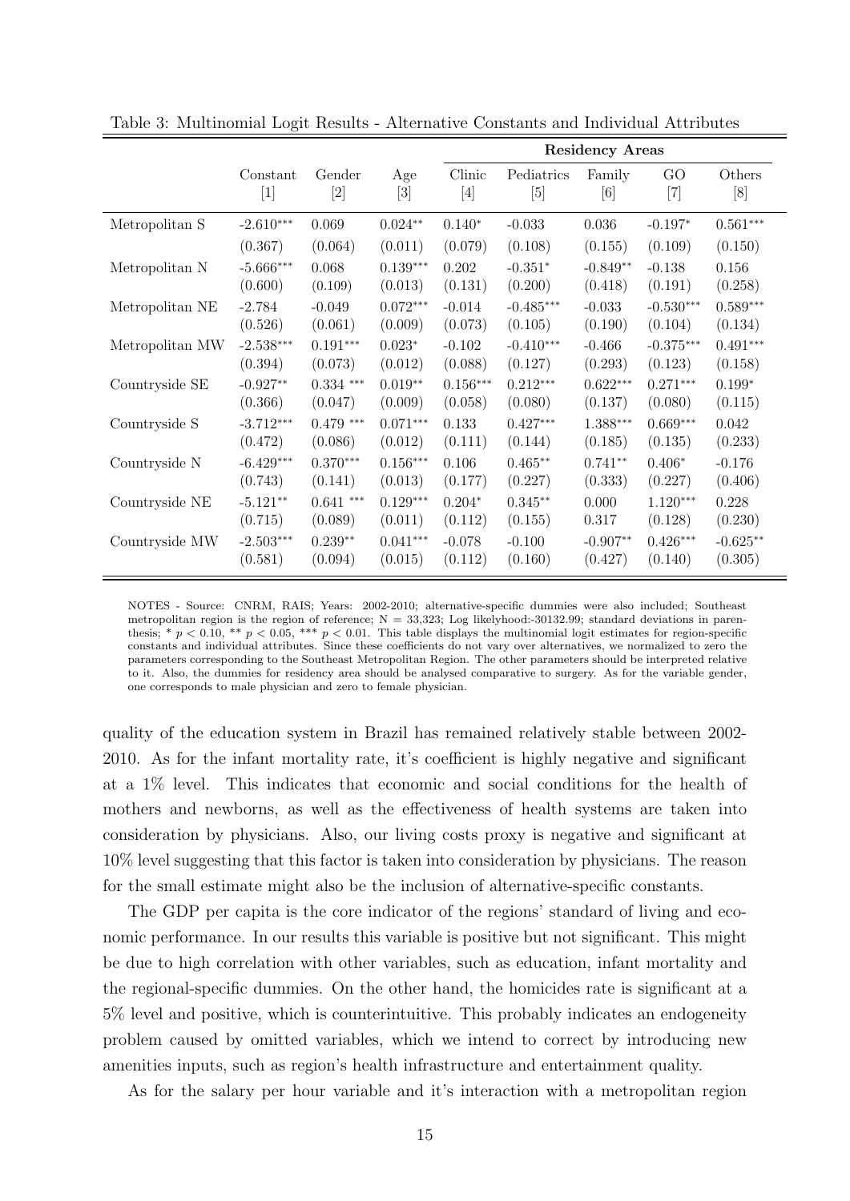Table 3: Multinomial Logit Results - Alternative Constants and Individual Attributes

| | Constant | Gender | Age | Residency Areas | | | | |
|---|---|---|---|---|---|---|---|---|
| | | | | Clinic | Pediatrics | Family | GO | Others |
| | [1] | [2] | [3] | [4] | [5] | [6] | [7] | [8] |
| Metropolitan S | -2.610*** | 0.069 | 0.024** | 0.140* | -0.033 | 0.036 | -0.197* | 0.561*** |
| | (0.367) | (0.064) | (0.011) | (0.079) | (0.108) | (0.155) | (0.109) | (0.150) |
| Metropolitan N | -5.666*** | 0.068 | 0.139*** | 0.202 | -0.351* | -0.849** | -0.138 | 0.156 |
| | (0.600) | (0.109) | (0.013) | (0.131) | (0.200) | (0.418) | (0.191) | (0.258) |
| Metropolitan NE | -2.784 | -0.049 | 0.072*** | -0.014 | -0.485*** | -0.033 | -0.530*** | 0.589*** |
| | (0.526) | (0.061) | (0.009) | (0.073) | (0.105) | (0.190) | (0.104) | (0.134) |
| Metropolitan MW | -2.538*** | 0.191*** | 0.023* | -0.102 | -0.410*** | -0.466 | -0.375*** | 0.491*** |
| | (0.394) | (0.073) | (0.012) | (0.088) | (0.127) | (0.293) | (0.123) | (0.158) |
| Countryside SE | -0.927** | 0.334 *** | 0.019** | 0.156*** | 0.212*** | 0.622*** | 0.271*** | 0.199* |
| | (0.366) | (0.047) | (0.009) | (0.058) | (0.080) | (0.137) | (0.080) | (0.115) |
| Countryside S | -3.712*** | 0.479 *** | 0.071*** | 0.133 | 0.427*** | 1.388*** | 0.669*** | 0.042 |
| | (0.472) | (0.086) | (0.012) | (0.111) | (0.144) | (0.185) | (0.135) | (0.233) |
| Countryside N | -6.429*** | 0.370*** | 0.156*** | 0.106 | 0.465** | 0.741** | 0.406* | -0.176 |
| | (0.743) | (0.141) | (0.013) | (0.177) | (0.227) | (0.333) | (0.227) | (0.406) |
| Countryside NE | -5.121** | 0.641 *** | 0.129*** | 0.204* | 0.345** | 0.000 | 1.120*** | 0.228 |
| | (0.715) | (0.089) | (0.011) | (0.112) | (0.155) | 0.317 | (0.128) | (0.230) |
| Countryside MW | -2.503*** | 0.239** | 0.041*** | -0.078 | -0.100 | -0.907** | 0.426*** | -0.625** |
| | (0.581) | (0.094) | (0.015) | (0.112) | (0.160) | (0.427) | (0.140) | (0.305) |

NOTES - Source: CNRM, RAIS; Years: 2002-2010; alternative-specific dummies were also included; Southeast metropolitan region is the region of reference; N = 33,323; Log likelyhood:-30132.99; standard deviations in parenthesis; * $p < 0.10$, ** $p < 0.05$, *** $p < 0.01$. This table displays the multinomial logit estimates for region-specific constants and individual attributes. Since these coefficients do not vary over alternatives, we normalized to zero the parameters corresponding to the Southeast Metropolitan Region. The other parameters should be interpreted relative to it. Also, the dummies for residency area should be analysed comparative to surgery. As for the variable gender, one corresponds to male physician and zero to female physician.

quality of the education system in Brazil has remained relatively stable between 2002-2010. As for the infant mortality rate, it's coefficient is highly negative and significant at a 1% level. This indicates that economic and social conditions for the health of mothers and newborns, as well as the effectiveness of health systems are taken into consideration by physicians. Also, our living costs proxy is negative and significant at 10% level suggesting that this factor is taken into consideration by physicians. The reason for the small estimate might also be the inclusion of alternative-specific constants.

The GDP per capita is the core indicator of the regions' standard of living and economic performance. In our results this variable is positive but not significant. This might be due to high correlation with other variables, such as education, infant mortality and the regional-specific dummies. On the other hand, the homicides rate is significant at a 5% level and positive, which is counterintuitive. This probably indicates an endogeneity problem caused by omitted variables, which we intend to correct by introducing new amenities inputs, such as region's health infrastructure and entertainment quality.

As for the salary per hour variable and it's interaction with a metropolitan region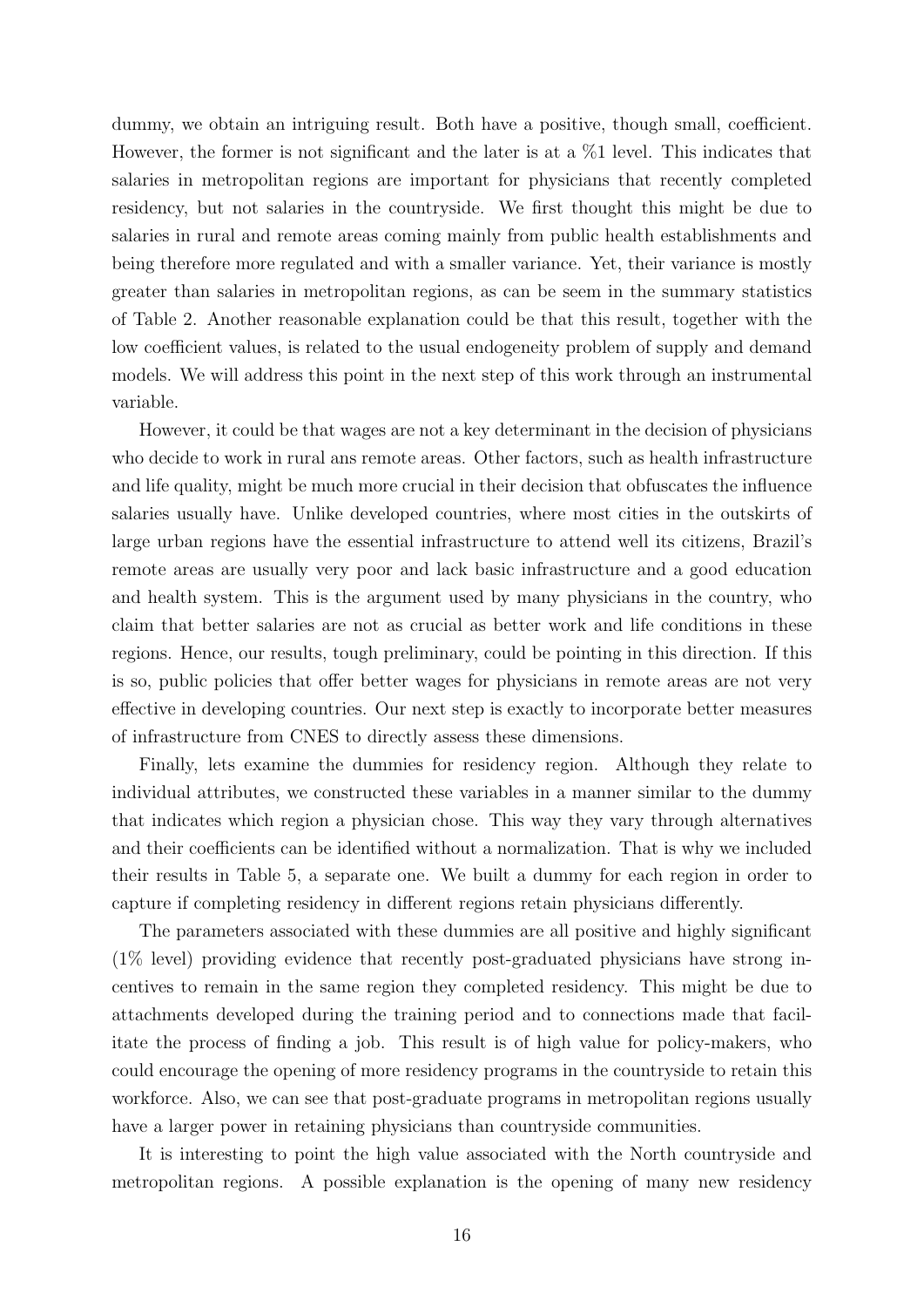dummy, we obtain an intriguing result. Both have a positive, though small, coefficient. However, the former is not significant and the later is at a %1 level. This indicates that salaries in metropolitan regions are important for physicians that recently completed residency, but not salaries in the countryside. We first thought this might be due to salaries in rural and remote areas coming mainly from public health establishments and being therefore more regulated and with a smaller variance. Yet, their variance is mostly greater than salaries in metropolitan regions, as can be seem in the summary statistics of Table 2. Another reasonable explanation could be that this result, together with the low coefficient values, is related to the usual endogeneity problem of supply and demand models. We will address this point in the next step of this work through an instrumental variable.

However, it could be that wages are not a key determinant in the decision of physicians who decide to work in rural ans remote areas. Other factors, such as health infrastructure and life quality, might be much more crucial in their decision that obfuscates the influence salaries usually have. Unlike developed countries, where most cities in the outskirts of large urban regions have the essential infrastructure to attend well its citizens, Brazil's remote areas are usually very poor and lack basic infrastructure and a good education and health system. This is the argument used by many physicians in the country, who claim that better salaries are not as crucial as better work and life conditions in these regions. Hence, our results, tough preliminary, could be pointing in this direction. If this is so, public policies that offer better wages for physicians in remote areas are not very effective in developing countries. Our next step is exactly to incorporate better measures of infrastructure from CNES to directly assess these dimensions.

Finally, lets examine the dummies for residency region. Although they relate to individual attributes, we constructed these variables in a manner similar to the dummy that indicates which region a physician chose. This way they vary through alternatives and their coefficients can be identified without a normalization. That is why we included their results in Table 5, a separate one. We built a dummy for each region in order to capture if completing residency in different regions retain physicians differently.

The parameters associated with these dummies are all positive and highly significant (1% level) providing evidence that recently post-graduated physicians have strong incentives to remain in the same region they completed residency. This might be due to attachments developed during the training period and to connections made that facilitate the process of finding a job. This result is of high value for policy-makers, who could encourage the opening of more residency programs in the countryside to retain this workforce. Also, we can see that post-graduate programs in metropolitan regions usually have a larger power in retaining physicians than countryside communities.

It is interesting to point the high value associated with the North countryside and metropolitan regions. A possible explanation is the opening of many new residency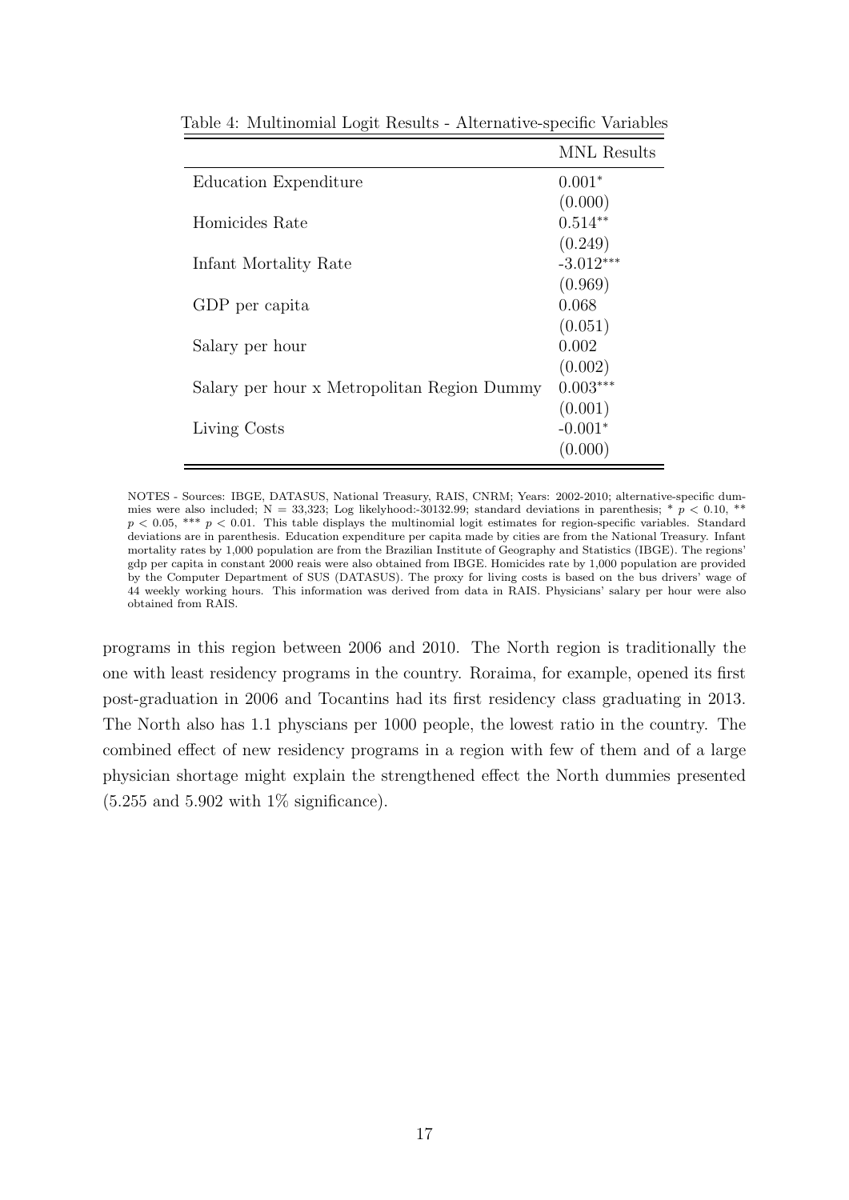Table 4: Multinomial Logit Results - Alternative-specific Variables

| | MNL Results |
|---|---|
| Education Expenditure | $0.001^{*}$ |
| | (0.000) |
| Homicides Rate | $0.514^{**}$ |
| | (0.249) |
| Infant Mortality Rate | $-3.012^{***}$ |
| | (0.969) |
| GDP per capita | 0.068 |
| | (0.051) |
| Salary per hour | 0.002 |
| | (0.002) |
| Salary per hour x Metropolitan Region Dummy | $0.003^{***}$ |
| | (0.001) |
| Living Costs | $-0.001^{*}$ |
| | (0.000) |

NOTES - Sources: IBGE, DATASUS, National Treasury, RAIS, CNRM; Years: 2002-2010; alternative-specific dummies were also included; N = 33,323; Log likelyhood:-30132.99; standard deviations in parenthesis; * $p < 0.10$, ** $p < 0.05$, *** $p < 0.01$. This table displays the multinomial logit estimates for region-specific variables. Standard deviations are in parenthesis. Education expenditure per capita made by cities are from the National Treasury. Infant mortality rates by 1,000 population are from the Brazilian Institute of Geography and Statistics (IBGE). The regions' gdp per capita in constant 2000 reais were also obtained from IBGE. Homicides rate by 1,000 population are provided by the Computer Department of SUS (DATASUS). The proxy for living costs is based on the bus drivers' wage of 44 weekly working hours. This information was derived from data in RAIS. Physicians' salary per hour were also obtained from RAIS.

programs in this region between 2006 and 2010. The North region is traditionally the one with least residency programs in the country. Roraima, for example, opened its first post-graduation in 2006 and Tocantins had its first residency class graduating in 2013. The North also has 1.1 physcians per 1000 people, the lowest ratio in the country. The combined effect of new residency programs in a region with few of them and of a large physician shortage might explain the strengthened effect the North dummies presented (5.255 and 5.902 with 1% significance).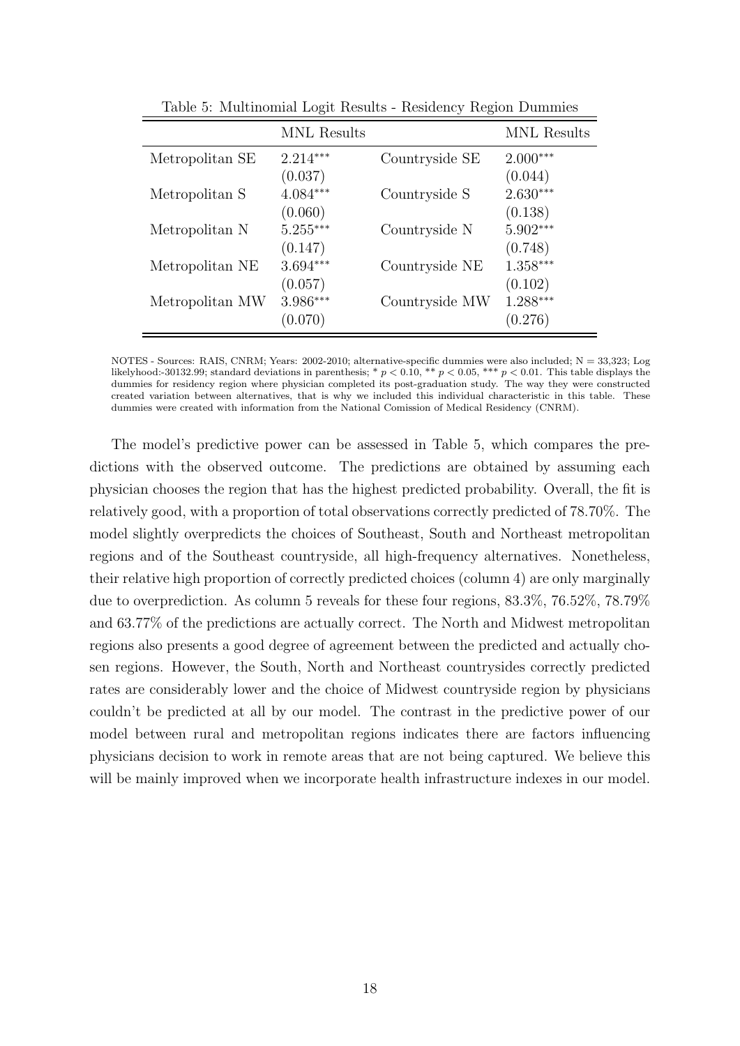Table 5: Multinomial Logit Results - Residency Region Dummies

| | MNL Results | | MNL Results |
|---|---|---|---|
| Metropolitan SE | 2.214*** | Countryside SE | 2.000*** |
| | (0.037) | | (0.044) |
| Metropolitan S | 4.084*** | Countryside S | 2.630*** |
| | (0.060) | | (0.138) |
| Metropolitan N | 5.255*** | Countryside N | 5.902*** |
| | (0.147) | | (0.748) |
| Metropolitan NE | 3.694*** | Countryside NE | 1.358*** |
| | (0.057) | | (0.102) |
| Metropolitan MW | 3.986*** | Countryside MW | 1.288*** |
| | (0.070) | | (0.276) |

NOTES - Sources: RAIS, CNRM; Years: 2002-2010; alternative-specific dummies were also included; N = 33,323; Log likelyhood:-30132.99; standard deviations in parenthesis; * $p < 0.10$, ** $p < 0.05$, *** $p < 0.01$. This table displays the dummies for residency region where physician completed its post-graduation study. The way they were constructed created variation between alternatives, that is why we included this individual characteristic in this table. These dummies were created with information from the National Comission of Medical Residency (CNRM).

The model's predictive power can be assessed in Table 5, which compares the predictions with the observed outcome. The predictions are obtained by assuming each physician chooses the region that has the highest predicted probability. Overall, the fit is relatively good, with a proportion of total observations correctly predicted of 78.70%. The model slightly overpredicts the choices of Southeast, South and Northeast metropolitan regions and of the Southeast countryside, all high-frequency alternatives. Nonetheless, their relative high proportion of correctly predicted choices (column 4) are only marginally due to overprediction. As column 5 reveals for these four regions, 83.3%, 76.52%, 78.79% and 63.77% of the predictions are actually correct. The North and Midwest metropolitan regions also presents a good degree of agreement between the predicted and actually chosen regions. However, the South, North and Northeast countrysides correctly predicted rates are considerably lower and the choice of Midwest countryside region by physicians couldn't be predicted at all by our model. The contrast in the predictive power of our model between rural and metropolitan regions indicates there are factors influencing physicians decision to work in remote areas that are not being captured. We believe this will be mainly improved when we incorporate health infrastructure indexes in our model.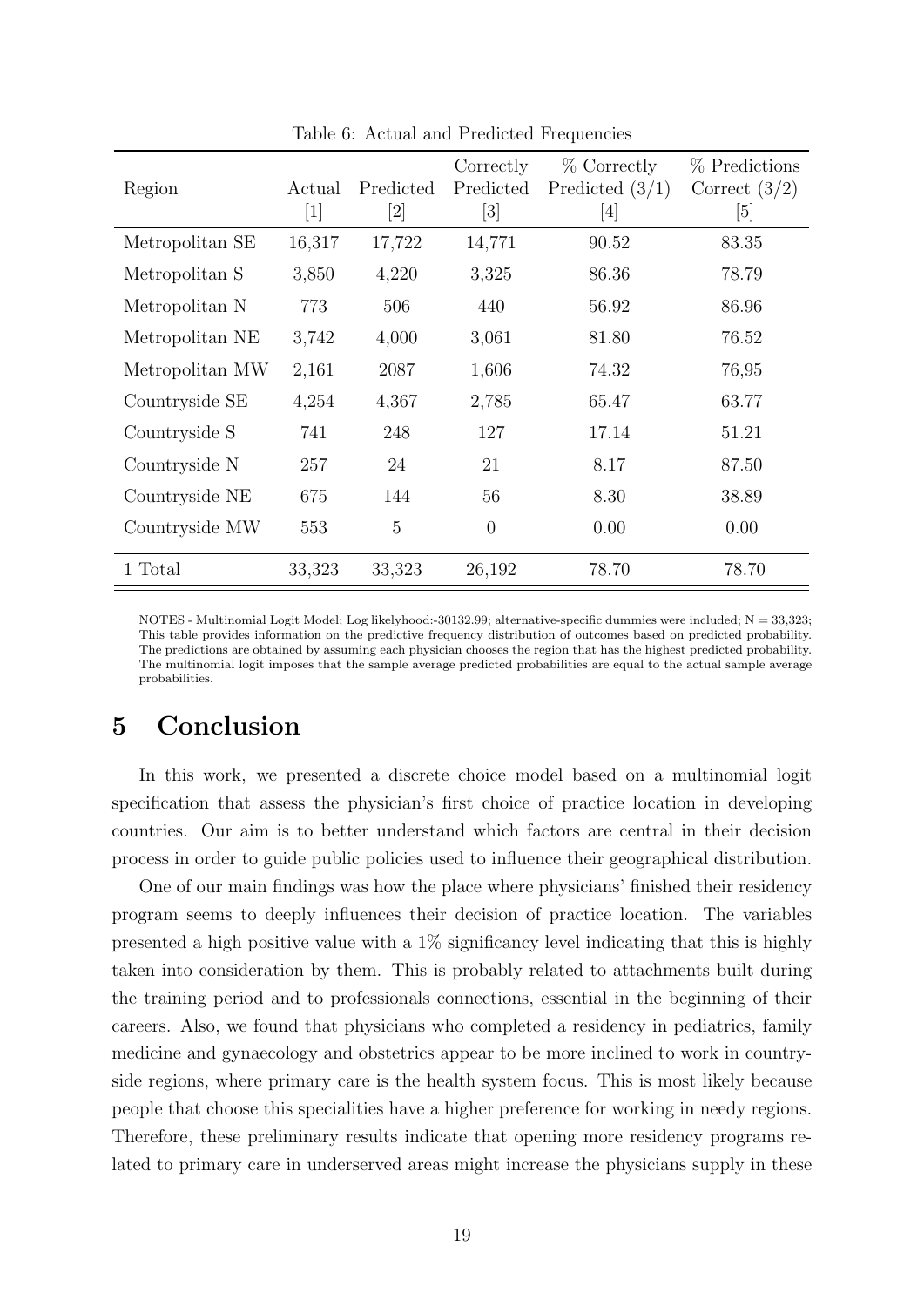Table 6: Actual and Predicted Frequencies

| Region | Actual [1] | Predicted [2] | Correctly Predicted [3] | % Correctly Predicted (3/1) [4] | % Predictions Correct (3/2) [5] |
|---|---|---|---|---|---|
| Metropolitan SE | 16,317 | 17,722 | 14,771 | 90.52 | 83.35 |
| Metropolitan S | 3,850 | 4,220 | 3,325 | 86.36 | 78.79 |
| Metropolitan N | 773 | 506 | 440 | 56.92 | 86.96 |
| Metropolitan NE | 3,742 | 4,000 | 3,061 | 81.80 | 76.52 |
| Metropolitan MW | 2,161 | 2087 | 1,606 | 74.32 | 76,95 |
| Countryside SE | 4,254 | 4,367 | 2,785 | 65.47 | 63.77 |
| Countryside S | 741 | 248 | 127 | 17.14 | 51.21 |
| Countryside N | 257 | 24 | 21 | 8.17 | 87.50 |
| Countryside NE | 675 | 144 | 56 | 8.30 | 38.89 |
| Countryside MW | 553 | 5 | 0 | 0.00 | 0.00 |
| 1 Total | 33,323 | 33,323 | 26,192 | 78.70 | 78.70 |

NOTES - Multinomial Logit Model; Log likelyhood:-30132.99; alternative-specific dummies were included; N = 33,323; This table provides information on the predictive frequency distribution of outcomes based on predicted probability. The predictions are obtained by assuming each physician chooses the region that has the highest predicted probability. The multinomial logit imposes that the sample average predicted probabilities are equal to the actual sample average probabilities.

# 5 Conclusion

In this work, we presented a discrete choice model based on a multinomial logit specification that assess the physician's first choice of practice location in developing countries. Our aim is to better understand which factors are central in their decision process in order to guide public policies used to influence their geographical distribution.

One of our main findings was how the place where physicians' finished their residency program seems to deeply influences their decision of practice location. The variables presented a high positive value with a 1% significancy level indicating that this is highly taken into consideration by them. This is probably related to attachments built during the training period and to professionals connections, essential in the beginning of their careers. Also, we found that physicians who completed a residency in pediatrics, family medicine and gynaecology and obstetrics appear to be more inclined to work in countryside regions, where primary care is the health system focus. This is most likely because people that choose this specialities have a higher preference for working in needy regions. Therefore, these preliminary results indicate that opening more residency programs related to primary care in underserved areas might increase the physicians supply in these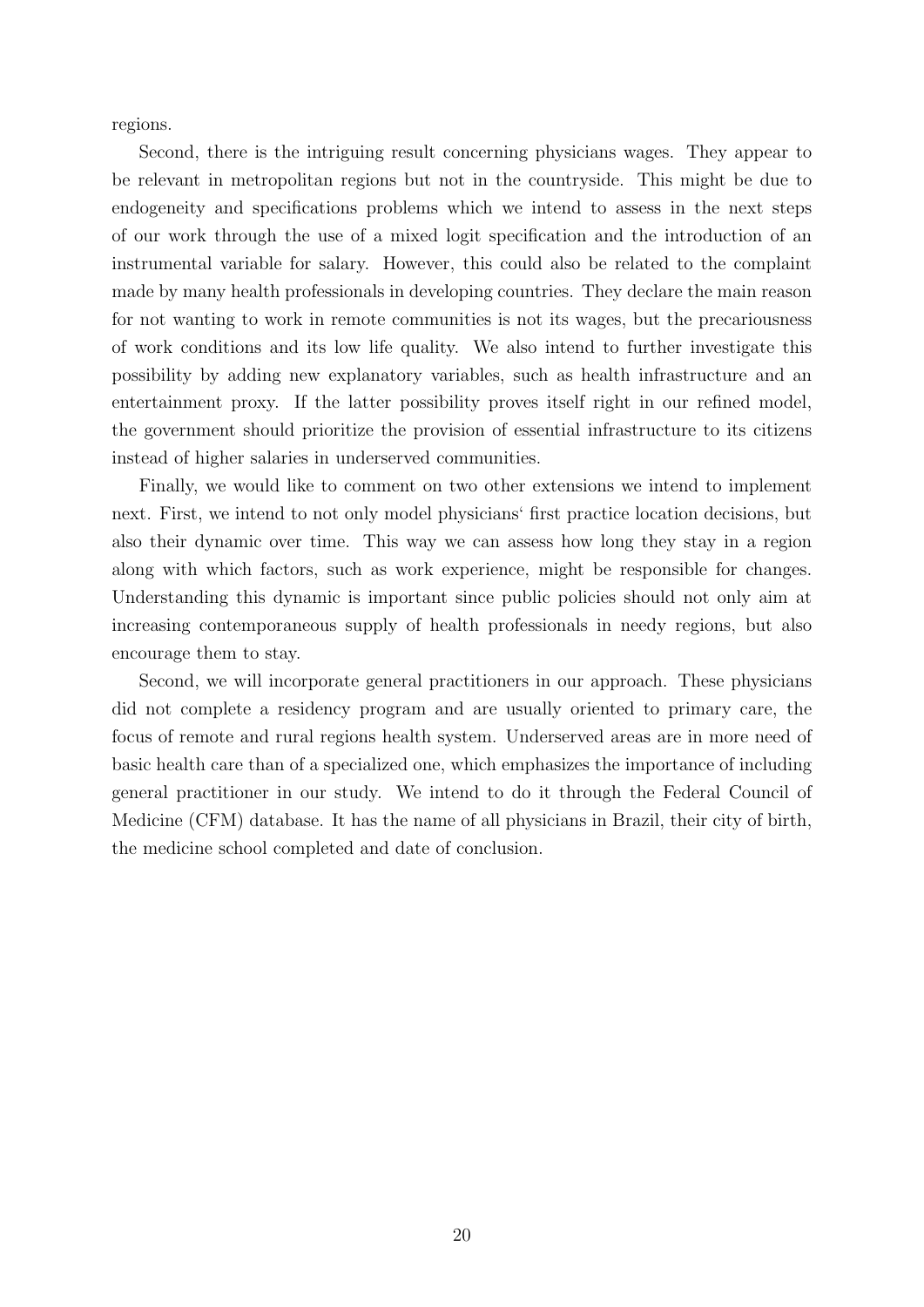regions.

Second, there is the intriguing result concerning physicians wages. They appear to be relevant in metropolitan regions but not in the countryside. This might be due to endogeneity and specifications problems which we intend to assess in the next steps of our work through the use of a mixed logit specification and the introduction of an instrumental variable for salary. However, this could also be related to the complaint made by many health professionals in developing countries. They declare the main reason for not wanting to work in remote communities is not its wages, but the precariousness of work conditions and its low life quality. We also intend to further investigate this possibility by adding new explanatory variables, such as health infrastructure and an entertainment proxy. If the latter possibility proves itself right in our refined model, the government should prioritize the provision of essential infrastructure to its citizens instead of higher salaries in underserved communities.

Finally, we would like to comment on two other extensions we intend to implement next. First, we intend to not only model physicians' first practice location decisions, but also their dynamic over time. This way we can assess how long they stay in a region along with which factors, such as work experience, might be responsible for changes. Understanding this dynamic is important since public policies should not only aim at increasing contemporaneous supply of health professionals in needy regions, but also encourage them to stay.

Second, we will incorporate general practitioners in our approach. These physicians did not complete a residency program and are usually oriented to primary care, the focus of remote and rural regions health system. Underserved areas are in more need of basic health care than of a specialized one, which emphasizes the importance of including general practitioner in our study. We intend to do it through the Federal Council of Medicine (CFM) database. It has the name of all physicians in Brazil, their city of birth, the medicine school completed and date of conclusion.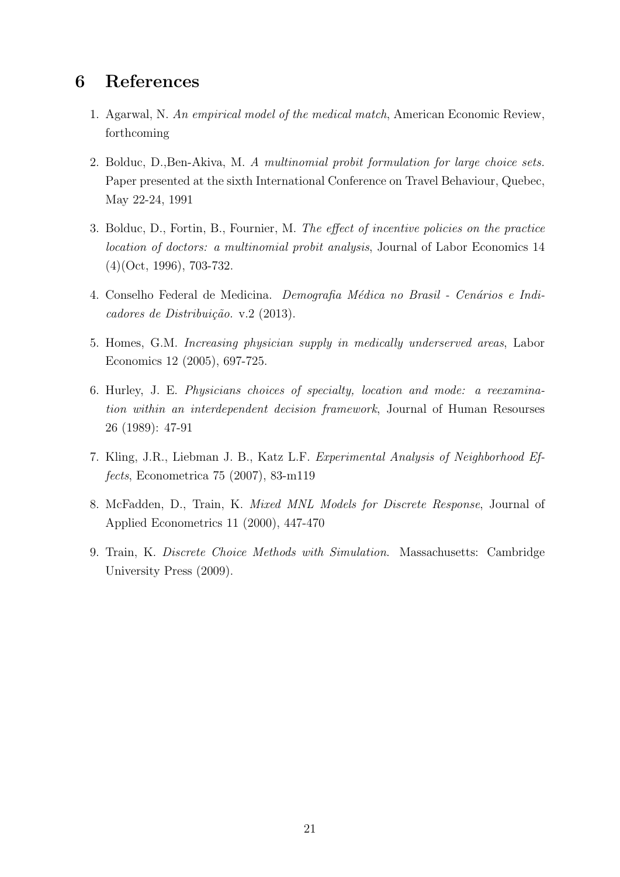# 6 References

1. Agarwal, N. *An empirical model of the medical match*, American Economic Review, forthcoming

2. Bolduc, D.,Ben-Akiva, M. *A multinomial probit formulation for large choice sets.* Paper presented at the sixth International Conference on Travel Behaviour, Quebec, May 22-24, 1991

3. Bolduc, D., Fortin, B., Fournier, M. *The effect of incentive policies on the practice location of doctors: a multinomial probit analysis*, Journal of Labor Economics 14 (4)(Oct, 1996), 703-732.

4. Conselho Federal de Medicina. *Demografia Médica no Brasil - Cenários e Indicadores de Distribuição.* v.2 (2013).

5. Homes, G.M. *Increasing physician supply in medically underserved areas*, Labor Economics 12 (2005), 697-725.

6. Hurley, J. E. *Physicians choices of specialty, location and mode: a reexamination within an interdependent decision framework*, Journal of Human Resourses 26 (1989): 47-91

7. Kling, J.R., Liebman J. B., Katz L.F. *Experimental Analysis of Neighborhood Effects*, Econometrica 75 (2007), 83-m119

8. McFadden, D., Train, K. *Mixed MNL Models for Discrete Response*, Journal of Applied Econometrics 11 (2000), 447-470

9. Train, K. *Discrete Choice Methods with Simulation.* Massachusetts: Cambridge University Press (2009).